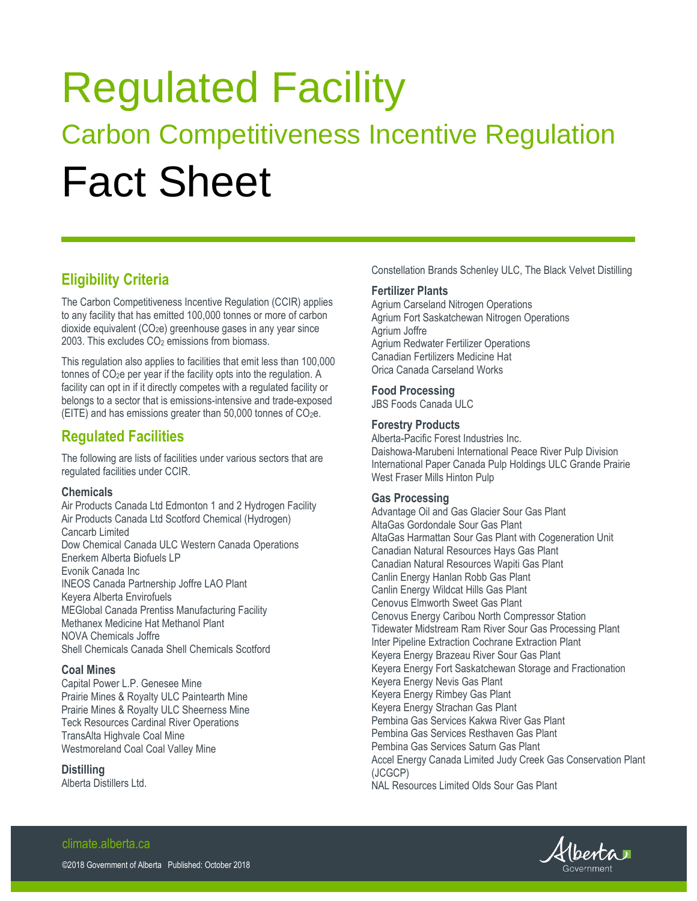# Regulated Facility

## Carbon Competitiveness Incentive Regulation

# Fact Sheet

## Eligibility Criteria

The Carbon Competitiveness Incentive Regulation (CCIR) applies to any facility that has emitted 100,000 tonnes or more of carbon dioxide equivalent ($CO_2e$) greenhouse gases in any year since 2003. This excludes $CO_2$ emissions from biomass.

This regulation also applies to facilities that emit less than 100,000 tonnes of $CO_2e$ per year if the facility opts into the regulation. A facility can opt in if it directly competes with a regulated facility or belongs to a sector that is emissions-intensive and trade-exposed (EITE) and has emissions greater than 50,000 tonnes of $CO_2e$.

## Regulated Facilities

The following are lists of facilities under various sectors that are regulated facilities under CCIR.

### Chemicals

Air Products Canada Ltd Edmonton 1 and 2 Hydrogen Facility
Air Products Canada Ltd Scotford Chemical (Hydrogen)
Cancarb Limited
Dow Chemical Canada ULC Western Canada Operations
Enerkem Alberta Biofuels LP
Evonik Canada Inc
INEOS Canada Partnership Joffre LAO Plant
Keyera Alberta Envirofuels
MEGlobal Canada Prentiss Manufacturing Facility
Methanex Medicine Hat Methanol Plant
NOVA Chemicals Joffre
Shell Chemicals Canada Shell Chemicals Scotford

### Coal Mines

Capital Power L.P. Genesee Mine
Prairie Mines & Royalty ULC Paintearth Mine
Prairie Mines & Royalty ULC Sheerness Mine
Teck Resources Cardinal River Operations
TransAlta Highvale Coal Mine
Westmoreland Coal Coal Valley Mine

### Distilling

Alberta Distillers Ltd.
Constellation Brands Schenley ULC, The Black Velvet Distilling

### Fertilizer Plants

Agrium Carseland Nitrogen Operations
Agrium Fort Saskatchewan Nitrogen Operations
Agrium Joffre
Agrium Redwater Fertilizer Operations
Canadian Fertilizers Medicine Hat
Orica Canada Carseland Works

### Food Processing

JBS Foods Canada ULC

### Forestry Products

Alberta-Pacific Forest Industries Inc.
Daishowa-Marubeni International Peace River Pulp Division
International Paper Canada Pulp Holdings ULC Grande Prairie
West Fraser Mills Hinton Pulp

### Gas Processing

Advantage Oil and Gas Glacier Sour Gas Plant
AltaGas Gordondale Sour Gas Plant
AltaGas Harmattan Sour Gas Plant with Cogeneration Unit
Canadian Natural Resources Hays Gas Plant
Canadian Natural Resources Wapiti Gas Plant
Canlin Energy Hanlan Robb Gas Plant
Canlin Energy Wildcat Hills Gas Plant
Cenovus Elmworth Sweet Gas Plant
Cenovus Energy Caribou North Compressor Station
Tidewater Midstream Ram River Sour Gas Processing Plant
Inter Pipeline Extraction Cochrane Extraction Plant
Keyera Energy Brazeau River Sour Gas Plant
Keyera Energy Fort Saskatchewan Storage and Fractionation
Keyera Energy Nevis Gas Plant
Keyera Energy Rimbey Gas Plant
Keyera Energy Strachan Gas Plant
Pembina Gas Services Kakwa River Gas Plant
Pembina Gas Services Resthaven Gas Plant
Pembina Gas Services Saturn Gas Plant
Accel Energy Canada Limited Judy Creek Gas Conservation Plant (JCGCP)
NAL Resources Limited Olds Sour Gas Plant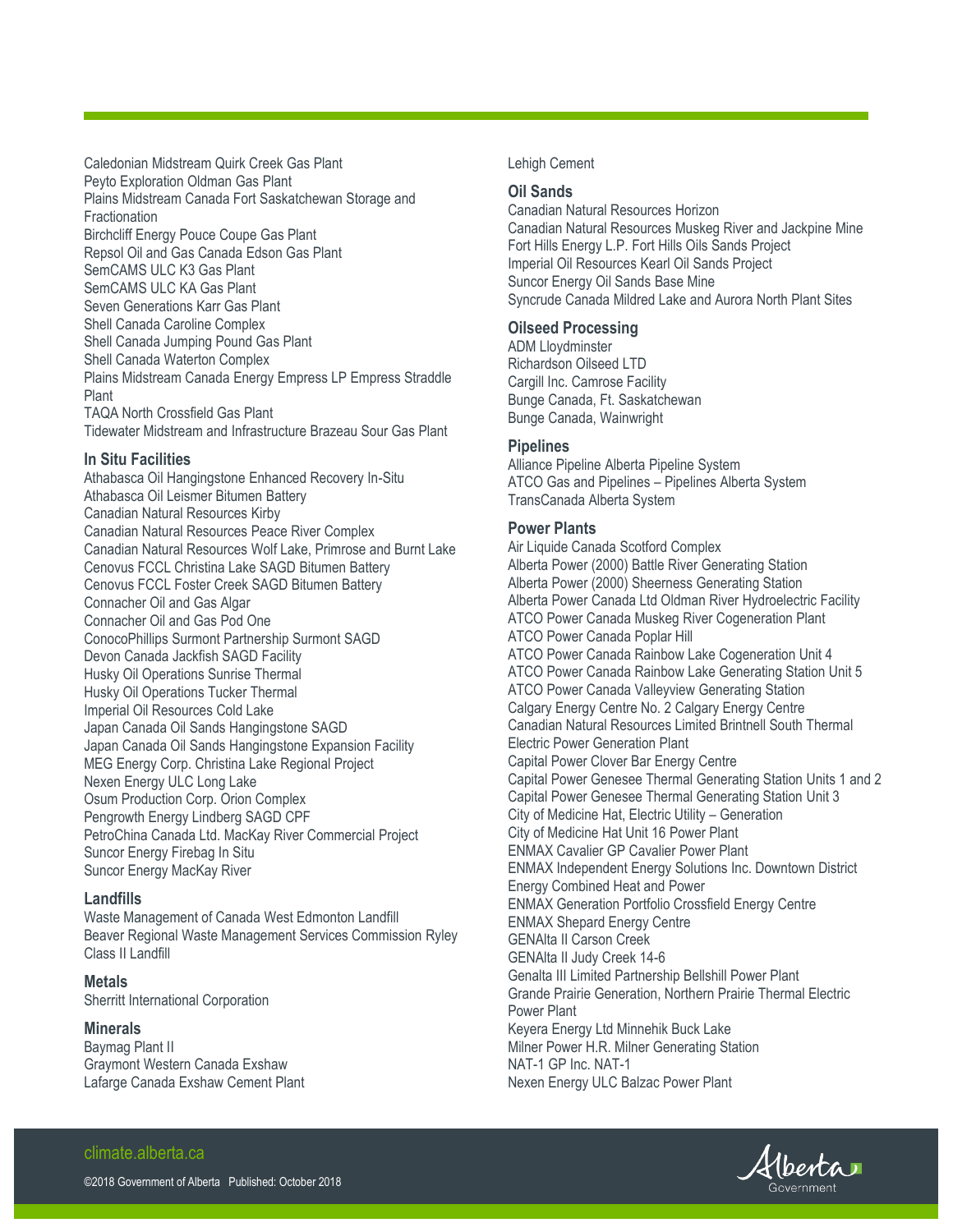Caledonian Midstream Quirk Creek Gas Plant
Peyto Exploration Oldman Gas Plant
Plains Midstream Canada Fort Saskatchewan Storage and Fractionation
Birchcliff Energy Pouce Coupe Gas Plant
Repsol Oil and Gas Canada Edson Gas Plant
SemCAMS ULC K3 Gas Plant
SemCAMS ULC KA Gas Plant
Seven Generations Karr Gas Plant
Shell Canada Caroline Complex
Shell Canada Jumping Pound Gas Plant
Shell Canada Waterton Complex
Plains Midstream Canada Energy Empress LP Empress Straddle Plant
TAQA North Crossfield Gas Plant
Tidewater Midstream and Infrastructure Brazeau Sour Gas Plant

### In Situ Facilities

Athabasca Oil Hangingstone Enhanced Recovery In-Situ
Athabasca Oil Leismer Bitumen Battery
Canadian Natural Resources Kirby
Canadian Natural Resources Peace River Complex
Canadian Natural Resources Wolf Lake, Primrose and Burnt Lake
Cenovus FCCL Christina Lake SAGD Bitumen Battery
Cenovus FCCL Foster Creek SAGD Bitumen Battery
Connacher Oil and Gas Algar
Connacher Oil and Gas Pod One
ConocoPhillips Surmont Partnership Surmont SAGD
Devon Canada Jackfish SAGD Facility
Husky Oil Operations Sunrise Thermal
Husky Oil Operations Tucker Thermal
Imperial Oil Resources Cold Lake
Japan Canada Oil Sands Hangingstone SAGD
Japan Canada Oil Sands Hangingstone Expansion Facility
MEG Energy Corp. Christina Lake Regional Project
Nexen Energy ULC Long Lake
Osum Production Corp. Orion Complex
Pengrowth Energy Lindberg SAGD CPF
PetroChina Canada Ltd. MacKay River Commercial Project
Suncor Energy Firebag In Situ
Suncor Energy MacKay River

### Landfills

Waste Management of Canada West Edmonton Landfill
Beaver Regional Waste Management Services Commission Ryley Class II Landfill

### Metals

Sherritt International Corporation

### Minerals

Baymag Plant II
Graymont Western Canada Exshaw
Lafarge Canada Exshaw Cement Plant
Lehigh Cement

### Oil Sands

Canadian Natural Resources Horizon
Canadian Natural Resources Muskeg River and Jackpine Mine
Fort Hills Energy L.P. Fort Hills Oils Sands Project
Imperial Oil Resources Kearl Oil Sands Project
Suncor Energy Oil Sands Base Mine
Syncrude Canada Mildred Lake and Aurora North Plant Sites

### Oilseed Processing

ADM Lloydminster
Richardson Oilseed LTD
Cargill Inc. Camrose Facility
Bunge Canada, Ft. Saskatchewan
Bunge Canada, Wainwright

### Pipelines

Alliance Pipeline Alberta Pipeline System
ATCO Gas and Pipelines – Pipelines Alberta System
TransCanada Alberta System

### Power Plants

Air Liquide Canada Scotford Complex
Alberta Power (2000) Battle River Generating Station
Alberta Power (2000) Sheerness Generating Station
Alberta Power Canada Ltd Oldman River Hydroelectric Facility
ATCO Power Canada Muskeg River Cogeneration Plant
ATCO Power Canada Poplar Hill
ATCO Power Canada Rainbow Lake Cogeneration Unit 4
ATCO Power Canada Rainbow Lake Generating Station Unit 5
ATCO Power Canada Valleyview Generating Station
Calgary Energy Centre No. 2 Calgary Energy Centre
Canadian Natural Resources Limited Brintnell South Thermal Electric Power Generation Plant
Capital Power Clover Bar Energy Centre
Capital Power Genesee Thermal Generating Station Units 1 and 2
Capital Power Genesee Thermal Generating Station Unit 3
City of Medicine Hat, Electric Utility – Generation
City of Medicine Hat Unit 16 Power Plant
ENMAX Cavalier GP Cavalier Power Plant
ENMAX Independent Energy Solutions Inc. Downtown District Energy Combined Heat and Power
ENMAX Generation Portfolio Crossfield Energy Centre
ENMAX Shepard Energy Centre
GENAlta II Carson Creek
GENAlta II Judy Creek 14-6
Genalta III Limited Partnership Bellshill Power Plant
Grande Prairie Generation, Northern Prairie Thermal Electric Power Plant
Keyera Energy Ltd Minnehik Buck Lake
Milner Power H.R. Milner Generating Station
NAT-1 GP Inc. NAT-1
Nexen Energy ULC Balzac Power Plant

climate.alberta.ca

©2018 Government of Alberta Published: October 2018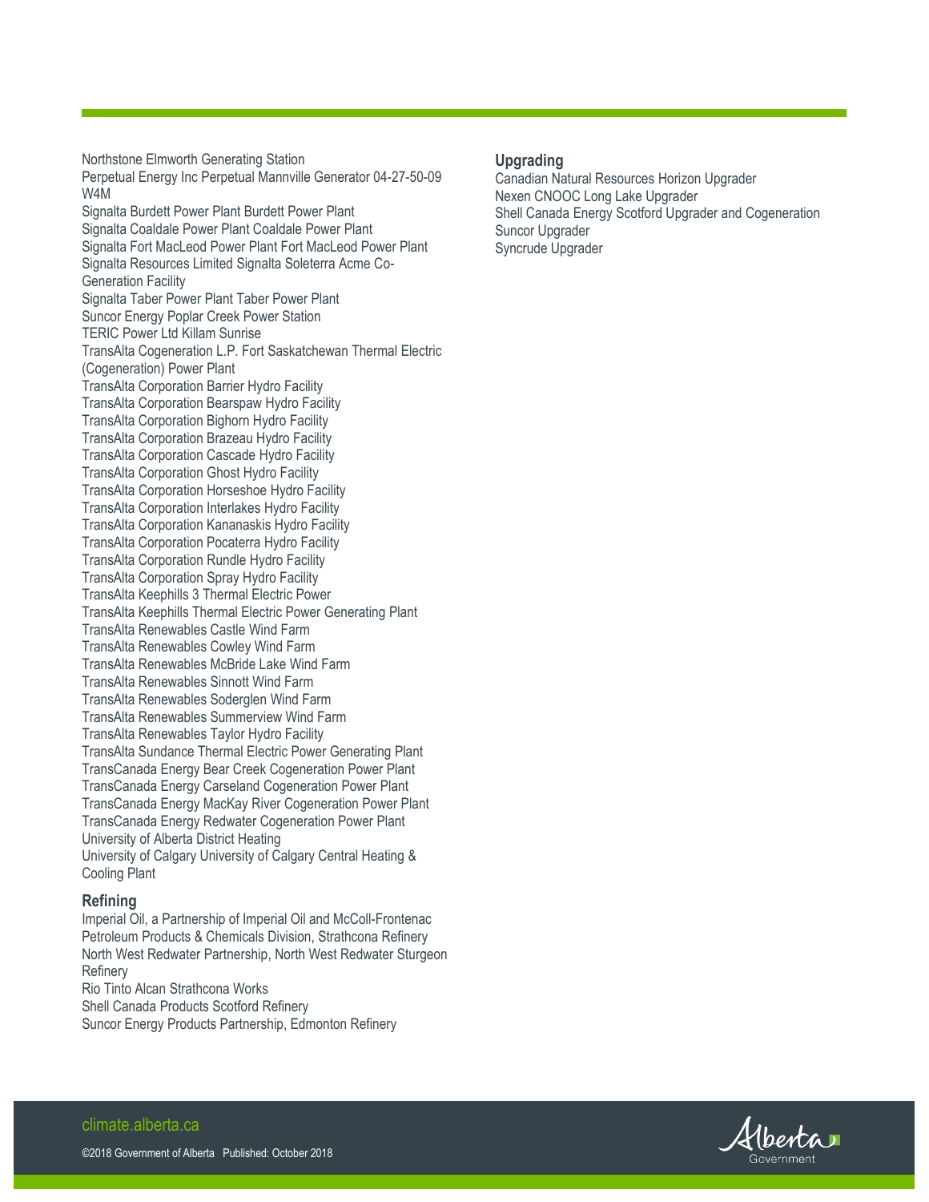Northstone Elmworth Generating Station
Perpetual Energy Inc Perpetual Mannville Generator 04-27-50-09 W4M
Signalta Burdett Power Plant Burdett Power Plant
Signalta Coaldale Power Plant Coaldale Power Plant
Signalta Fort MacLeod Power Plant Fort MacLeod Power Plant
Signalta Resources Limited Signalta Soleterra Acme Co-Generation Facility
Signalta Taber Power Plant Taber Power Plant
Suncor Energy Poplar Creek Power Station
TERIC Power Ltd Killam Sunrise
TransAlta Cogeneration L.P. Fort Saskatchewan Thermal Electric (Cogeneration) Power Plant
TransAlta Corporation Barrier Hydro Facility
TransAlta Corporation Bearspaw Hydro Facility
TransAlta Corporation Bighorn Hydro Facility
TransAlta Corporation Brazeau Hydro Facility
TransAlta Corporation Cascade Hydro Facility
TransAlta Corporation Ghost Hydro Facility
TransAlta Corporation Horseshoe Hydro Facility
TransAlta Corporation Interlakes Hydro Facility
TransAlta Corporation Kananaskis Hydro Facility
TransAlta Corporation Pocaterra Hydro Facility
TransAlta Corporation Rundle Hydro Facility
TransAlta Corporation Spray Hydro Facility
TransAlta Keephills 3 Thermal Electric Power
TransAlta Keephills Thermal Electric Power Generating Plant
TransAlta Renewables Castle Wind Farm
TransAlta Renewables Cowley Wind Farm
TransAlta Renewables McBride Lake Wind Farm
TransAlta Renewables Sinnott Wind Farm
TransAlta Renewables Soderglen Wind Farm
TransAlta Renewables Summerview Wind Farm
TransAlta Renewables Taylor Hydro Facility
TransAlta Sundance Thermal Electric Power Generating Plant
TransCanada Energy Bear Creek Cogeneration Power Plant
TransCanada Energy Carseland Cogeneration Power Plant
TransCanada Energy MacKay River Cogeneration Power Plant
TransCanada Energy Redwater Cogeneration Power Plant
University of Alberta District Heating
University of Calgary University of Calgary Central Heating & Cooling Plant

### Refining

Imperial Oil, a Partnership of Imperial Oil and McColl-Frontenac Petroleum Products & Chemicals Division, Strathcona Refinery
North West Redwater Partnership, North West Redwater Sturgeon Refinery
Rio Tinto Alcan Strathcona Works
Shell Canada Products Scotford Refinery
Suncor Energy Products Partnership, Edmonton Refinery

### Upgrading

Canadian Natural Resources Horizon Upgrader
Nexen CNOOC Long Lake Upgrader
Shell Canada Energy Scotford Upgrader and Cogeneration
Suncor Upgrader
Syncrude Upgrader